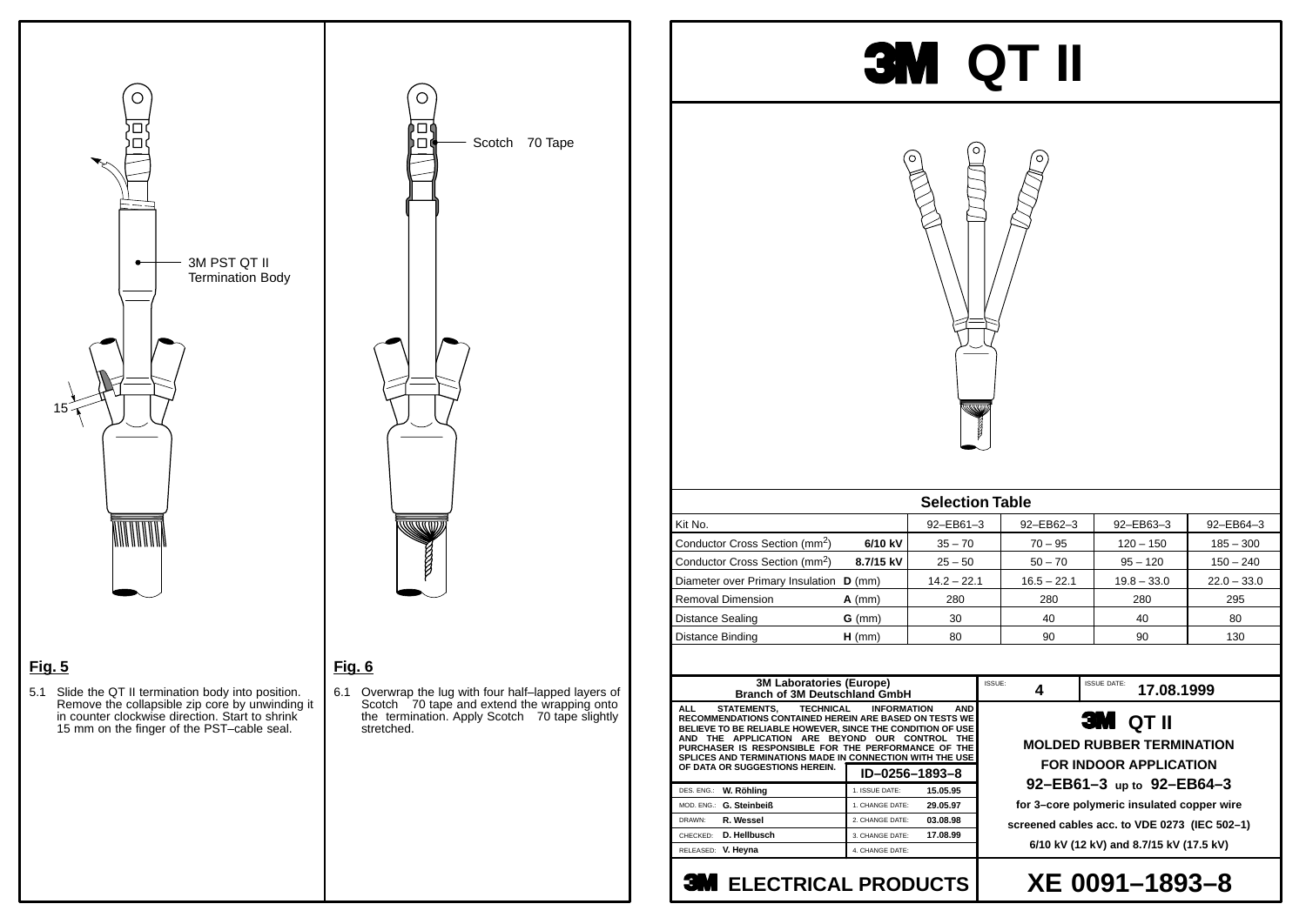Fig. 5

5.1 Slide the QT II termination body into position. Remove the collapsible zip core by unwinding it in counter clockwise direction. Start to shrink 15 mm on the finger of the PST–cable seal.

Fig. 6

6.1 Overwrap the lug with four half–lapped layers of Scotch 70 tape and extend the wrapping onto the termination. Apply Scotch 70 tape slightly stretched.

# 3M QT II

## Selection Table

| Kit No. | | 92–EB61–3 | 92–EB62–3 | 92–EB63–3 | 92–EB64–3 |
|---|---|---|---|---|---|
| Conductor Cross Section (mm$^2$) | **6/10 kV** | 35 – 70 | 70 – 95 | 120 – 150 | 185 – 300 |
| Conductor Cross Section (mm$^2$) | **8.7/15 kV** | 25 – 50 | 50 – 70 | 95 – 120 | 150 – 240 |
| Diameter over Primary Insulation **D** (mm) | | 14.2 – 22.1 | 16.5 – 22.1 | 19.8 – 33.0 | 22.0 – 33.0 |
| Removal Dimension | **A** (mm) | 280 | 280 | 280 | 295 |
| Distance Sealing | **G** (mm) | 30 | 40 | 40 | 80 |
| Distance Binding | **H** (mm) | 80 | 90 | 90 | 130 |

**3M Laboratories (Europe)**
**Branch of 3M Deutschland GmbH**

ISSUE: **4** ISSUE DATE: **17.08.1999**

ALL STATEMENTS, TECHNICAL INFORMATION AND RECOMMENDATIONS CONTAINED HEREIN ARE BASED ON TESTS WE BELIEVE TO BE RELIABLE HOWEVER, SINCE THE CONDITION OF USE AND THE APPLICATION ARE BEYOND OUR CONTROL THE PURCHASER IS RESPONSIBLE FOR THE PERFORMANCE OF THE SPLICES AND TERMINATIONS MADE IN CONNECTION WITH THE USE OF DATA OR SUGGESTIONS HEREIN.

**ID–0256–1893–8**

| | | | |
|---|---|---|---|
| DES. ENG.: | **W. Röhling** | 1. ISSUE DATE: | **15.05.95** |
| MOD. ENG.: | **G. Steinbeiß** | 1. CHANGE DATE: | **29.05.97** |
| DRAWN: | **R. Wessel** | 2. CHANGE DATE: | **03.08.98** |
| CHECKED: | **D. Hellbusch** | 3. CHANGE DATE: | **17.08.99** |
| RELEASED: | **V. Heyna** | 4. CHANGE DATE: | |

**3M QT II**

**MOLDED RUBBER TERMINATION**
**FOR INDOOR APPLICATION**
**92–EB61–3 up to 92–EB64–3**
**for 3–core polymeric insulated copper wire screened cables acc. to VDE 0273 (IEC 502–1)**
**6/10 kV (12 kV) and 8.7/15 kV (17.5 kV)**

**3M ELECTRICAL PRODUCTS**

**XE 0091–1893–8**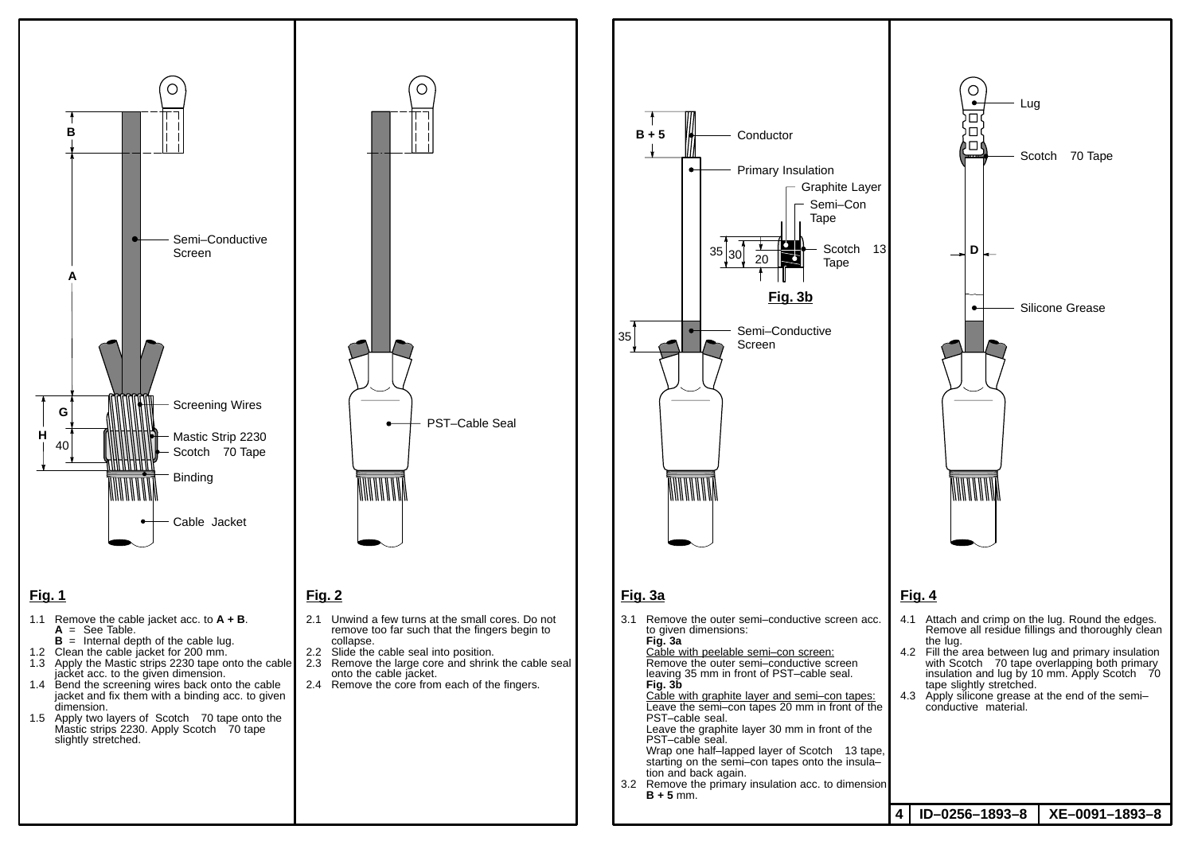B

A

Semi–Conductive Screen

Screening Wires

G

H

40

Mastic Strip 2230

Scotch 70 Tape

Binding

Cable Jacket

**Fig. 1**

1.1 Remove the cable jacket acc. to **A + B**.
**A** = See Table.
**B** = Internal depth of the cable lug.
1.2 Clean the cable jacket for 200 mm.
1.3 Apply the Mastic strips 2230 tape onto the cable jacket acc. to the given dimension.
1.4 Bend the screening wires back onto the cable jacket and fix them with a binding acc. to given dimension.
1.5 Apply two layers of Scotch 70 tape onto the Mastic strips 2230. Apply Scotch 70 tape slightly stretched.

PST–Cable Seal

**Fig. 2**

2.1 Unwind a few turns at the small cores. Do not remove too far such that the fingers begin to collapse.
2.2 Slide the cable seal into position.
2.3 Remove the large core and shrink the cable seal onto the cable jacket.
2.4 Remove the core from each of the fingers.

B + 5

Conductor

Primary Insulation

Graphite Layer

Semi–Con Tape

35 30 20

Scotch 13 Tape

Fig. 3b

35

Semi–Conductive Screen

**Fig. 3a**

3.1 Remove the outer semi–conductive screen acc. to given dimensions:
**Fig. 3a**
Cable with peelable semi–con screen:
Remove the outer semi–conductive screen leaving 35 mm in front of PST–cable seal.
**Fig. 3b**
Cable with graphite layer and semi–con tapes:
Leave the semi–con tapes 20 mm in front of the PST–cable seal.
Leave the graphite layer 30 mm in front of the PST–cable seal.
Wrap one half–lapped layer of Scotch 13 tape, starting on the semi–con tapes onto the insulation and back again.
3.2 Remove the primary insulation acc. to dimension **B + 5** mm.

Lug

Scotch 70 Tape

D

Silicone Grease

**Fig. 4**

4.1 Attach and crimp on the lug. Round the edges. Remove all residue fillings and thoroughly clean the lug.
4.2 Fill the area between lug and primary insulation with Scotch 70 tape overlapping both primary insulation and lug by 10 mm. Apply Scotch 70 tape slightly stretched.
4.3 Apply silicone grease at the end of the semi–conductive material.

ID–0256–1893–8 | XE–0091–1893–8